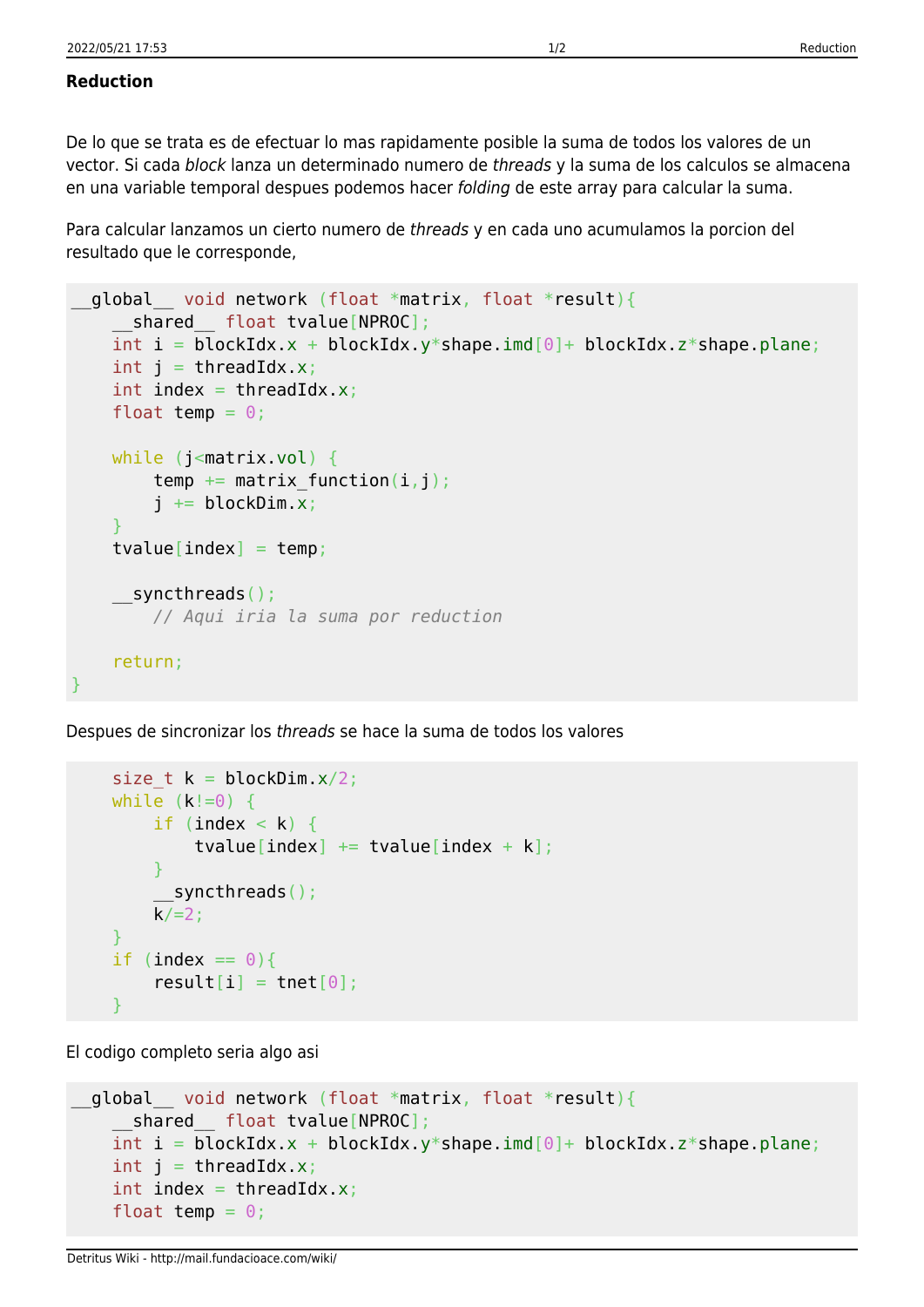### Reduction

De lo que se trata es de efectuar lo mas rapidamente posible la suma de todos los valores de un vector. Si cada *block* lanza un determinado numero de *threads* y la suma de los calculos se almacena en una variable temporal despues podemos hacer *folding* de este array para calcular la suma.

Para calcular lanzamos un cierto numero de *threads* y en cada uno acumulamos la porcion del resultado que le corresponde,

```
__global__ void network (float *matrix, float *result){
    __shared__ float tvalue[NPROC];
    int i = blockIdx.x + blockIdx.y*shape.imd[0]+ blockIdx.z*shape.plane;
    int j = threadIdx.x;
    int index = threadIdx.x;
    float temp = 0;

    while (j<matrix.vol) {
        temp += matrix_function(i,j);
        j += blockDim.x;
    }
    tvalue[index] = temp;

    __syncthreads();
        // Aqui iria la suma por reduction

    return;
}
```

Despues de sincronizar los *threads* se hace la suma de todos los valores

```
    size_t k = blockDim.x/2;
    while (k!=0) {
        if (index < k) {
            tvalue[index] += tvalue[index + k];
        }
        __syncthreads();
        k/=2;
    }
    if (index == 0){
        result[i] = tnet[0];
    }
```

El codigo completo seria algo asi

```
__global__ void network (float *matrix, float *result){
    __shared__ float tvalue[NPROC];
    int i = blockIdx.x + blockIdx.y*shape.imd[0]+ blockIdx.z*shape.plane;
    int j = threadIdx.x;
    int index = threadIdx.x;
    float temp = 0;
```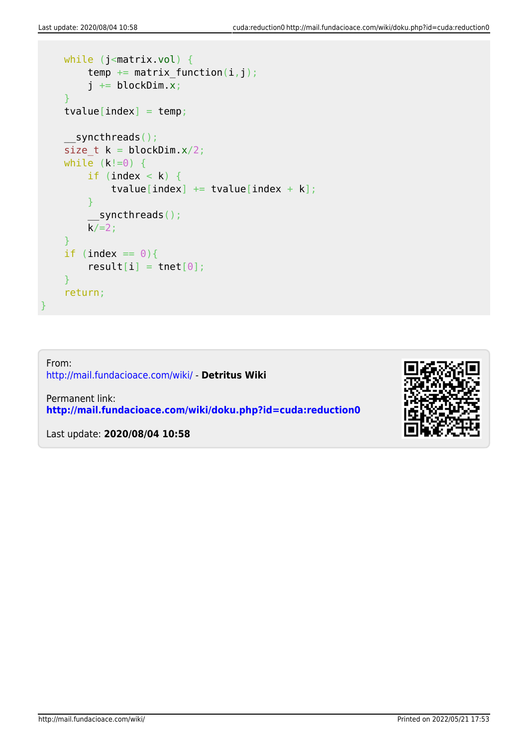```
    while (j<matrix.vol) {
        temp += matrix_function(i,j);
        j += blockDim.x;
    }
    tvalue[index] = temp;

    __syncthreads();
    size_t k = blockDim.x/2;
    while (k!=0) {
        if (index < k) {
            tvalue[index] += tvalue[index + k];
        }
        __syncthreads();
        k/=2;
    }
    if (index == 0){
        result[i] = tnet[0];
    }
    return;
}
```

From:
http://mail.fundacioace.com/wiki/ - **Detritus Wiki**

Permanent link:
**http://mail.fundacioace.com/wiki/doku.php?id=cuda:reduction0**

Last update: **2020/08/04 10:58**